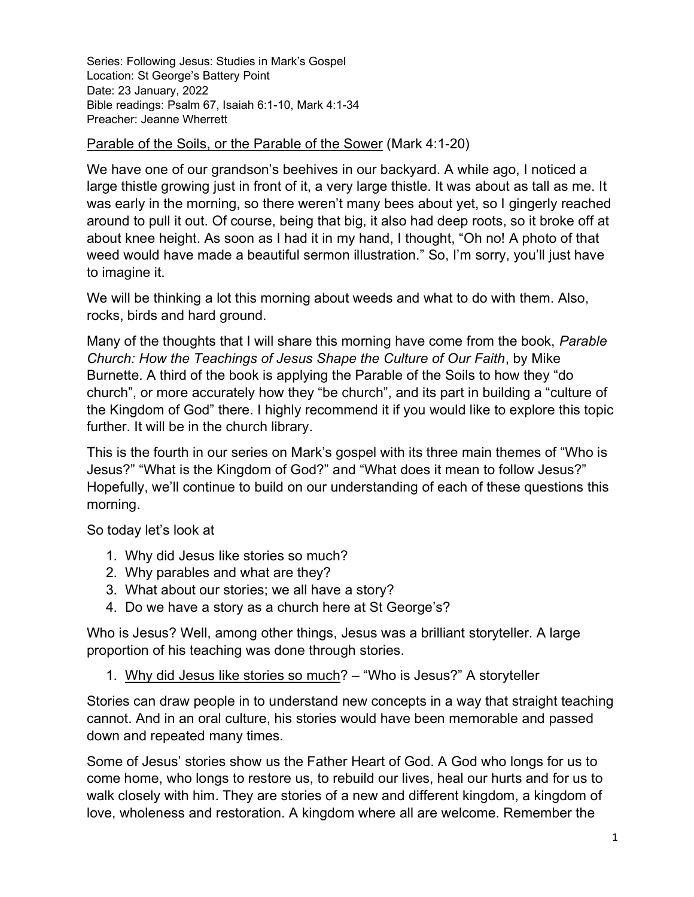Series: Following Jesus: Studies in Mark's Gospel
Location: St George's Battery Point
Date: 23 January, 2022
Bible readings: Psalm 67, Isaiah 6:1-10, Mark 4:1-34
Preacher: Jeanne Wherrett

## Parable of the Soils, or the Parable of the Sower (Mark 4:1-20)

We have one of our grandson's beehives in our backyard. A while ago, I noticed a large thistle growing just in front of it, a very large thistle. It was about as tall as me. It was early in the morning, so there weren't many bees about yet, so I gingerly reached around to pull it out. Of course, being that big, it also had deep roots, so it broke off at about knee height. As soon as I had it in my hand, I thought, "Oh no! A photo of that weed would have made a beautiful sermon illustration." So, I'm sorry, you'll just have to imagine it.

We will be thinking a lot this morning about weeds and what to do with them. Also, rocks, birds and hard ground.

Many of the thoughts that I will share this morning have come from the book, *Parable Church: How the Teachings of Jesus Shape the Culture of Our Faith*, by Mike Burnette. A third of the book is applying the Parable of the Soils to how they "do church", or more accurately how they "be church", and its part in building a "culture of the Kingdom of God" there. I highly recommend it if you would like to explore this topic further. It will be in the church library.

This is the fourth in our series on Mark's gospel with its three main themes of "Who is Jesus?" "What is the Kingdom of God?" and "What does it mean to follow Jesus?" Hopefully, we'll continue to build on our understanding of each of these questions this morning.

So today let's look at

1. Why did Jesus like stories so much?
2. Why parables and what are they?
3. What about our stories; we all have a story?
4. Do we have a story as a church here at St George's?

Who is Jesus? Well, among other things, Jesus was a brilliant storyteller. A large proportion of his teaching was done through stories.

1. Why did Jesus like stories so much? – "Who is Jesus?" A storyteller

Stories can draw people in to understand new concepts in a way that straight teaching cannot. And in an oral culture, his stories would have been memorable and passed down and repeated many times.

Some of Jesus' stories show us the Father Heart of God. A God who longs for us to come home, who longs to restore us, to rebuild our lives, heal our hurts and for us to walk closely with him. They are stories of a new and different kingdom, a kingdom of love, wholeness and restoration. A kingdom where all are welcome. Remember the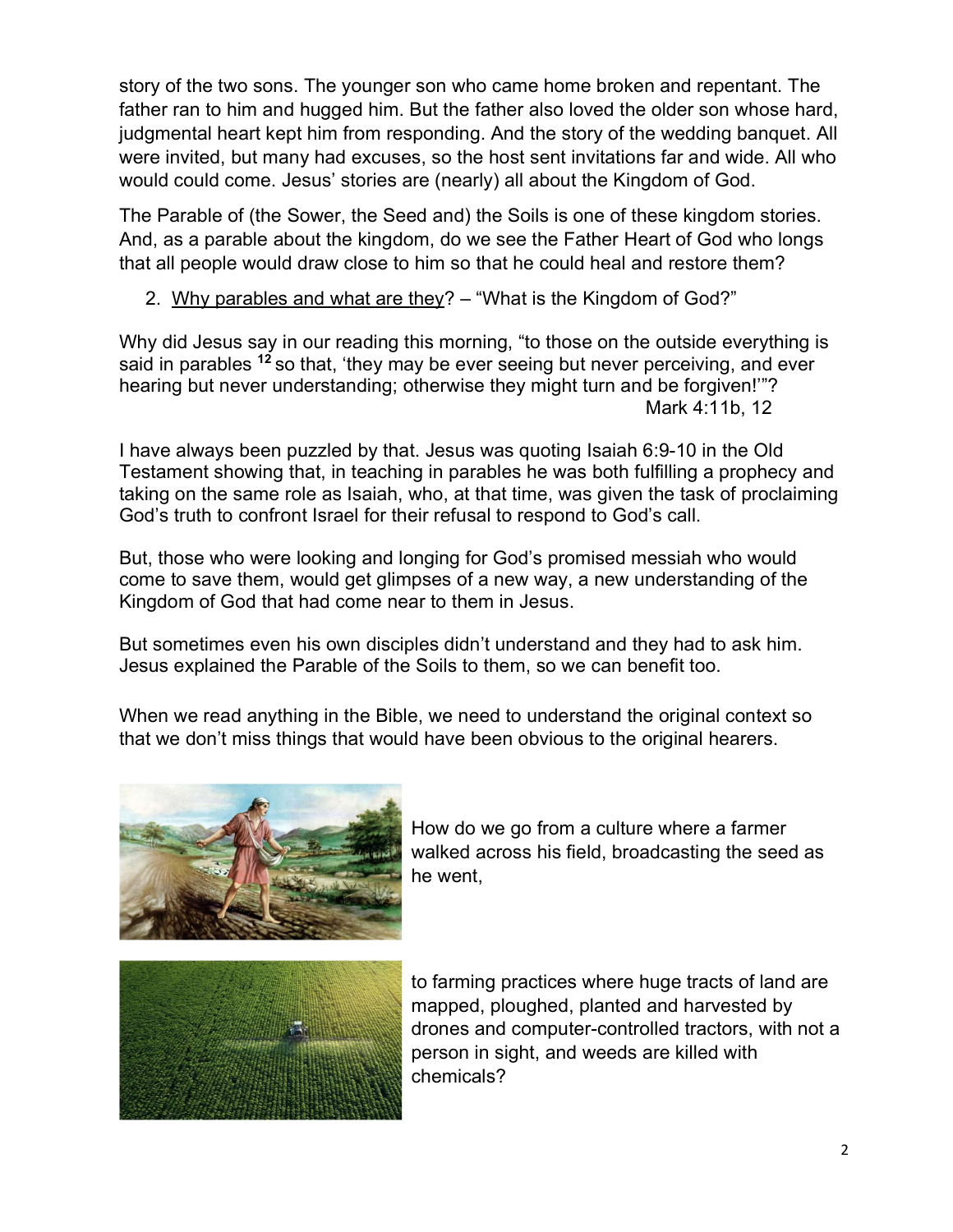story of the two sons. The younger son who came home broken and repentant. The father ran to him and hugged him. But the father also loved the older son whose hard, judgmental heart kept him from responding. And the story of the wedding banquet. All were invited, but many had excuses, so the host sent invitations far and wide. All who would could come. Jesus' stories are (nearly) all about the Kingdom of God.

The Parable of (the Sower, the Seed and) the Soils is one of these kingdom stories. And, as a parable about the kingdom, do we see the Father Heart of God who longs that all people would draw close to him so that he could heal and restore them?

2. <u>Why parables and what are they</u>? – "What is the Kingdom of God?"

Why did Jesus say in our reading this morning, "to those on the outside everything is said in parables **[12]** so that, 'they may be ever seeing but never perceiving, and ever hearing but never understanding; otherwise they might turn and be forgiven!'"?
Mark 4:11b, 12

I have always been puzzled by that. Jesus was quoting Isaiah 6:9-10 in the Old Testament showing that, in teaching in parables he was both fulfilling a prophecy and taking on the same role as Isaiah, who, at that time, was given the task of proclaiming God's truth to confront Israel for their refusal to respond to God's call.

But, those who were looking and longing for God's promised messiah who would come to save them, would get glimpses of a new way, a new understanding of the Kingdom of God that had come near to them in Jesus.

But sometimes even his own disciples didn't understand and they had to ask him. Jesus explained the Parable of the Soils to them, so we can benefit too.

When we read anything in the Bible, we need to understand the original context so that we don't miss things that would have been obvious to the original hearers.

How do we go from a culture where a farmer walked across his field, broadcasting the seed as he went,

to farming practices where huge tracts of land are mapped, ploughed, planted and harvested by drones and computer-controlled tractors, with not a person in sight, and weeds are killed with chemicals?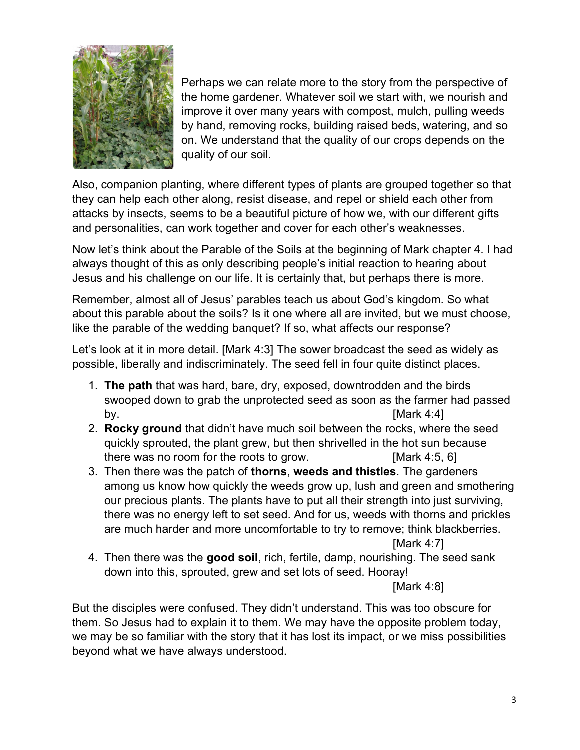Perhaps we can relate more to the story from the perspective of the home gardener. Whatever soil we start with, we nourish and improve it over many years with compost, mulch, pulling weeds by hand, removing rocks, building raised beds, watering, and so on. We understand that the quality of our crops depends on the quality of our soil.

Also, companion planting, where different types of plants are grouped together so that they can help each other along, resist disease, and repel or shield each other from attacks by insects, seems to be a beautiful picture of how we, with our different gifts and personalities, can work together and cover for each other's weaknesses.

Now let's think about the Parable of the Soils at the beginning of Mark chapter 4. I had always thought of this as only describing people's initial reaction to hearing about Jesus and his challenge on our life. It is certainly that, but perhaps there is more.

Remember, almost all of Jesus' parables teach us about God's kingdom. So what about this parable about the soils? Is it one where all are invited, but we must choose, like the parable of the wedding banquet? If so, what affects our response?

Let's look at it in more detail. [Mark 4:3] The sower broadcast the seed as widely as possible, liberally and indiscriminately. The seed fell in four quite distinct places.

1. **The path** that was hard, bare, dry, exposed, downtrodden and the birds swooped down to grab the unprotected seed as soon as the farmer had passed by. [Mark 4:4]
2. **Rocky ground** that didn't have much soil between the rocks, where the seed quickly sprouted, the plant grew, but then shrivelled in the hot sun because there was no room for the roots to grow. [Mark 4:5, 6]
3. Then there was the patch of **thorns**, **weeds and thistles**. The gardeners among us know how quickly the weeds grow up, lush and green and smothering our precious plants. The plants have to put all their strength into just surviving, there was no energy left to set seed. And for us, weeds with thorns and prickles are much harder and more uncomfortable to try to remove; think blackberries. [Mark 4:7]
4. Then there was the **good soil**, rich, fertile, damp, nourishing. The seed sank down into this, sprouted, grew and set lots of seed. Hooray! [Mark 4:8]

But the disciples were confused. They didn't understand. This was too obscure for them. So Jesus had to explain it to them. We may have the opposite problem today, we may be so familiar with the story that it has lost its impact, or we miss possibilities beyond what we have always understood.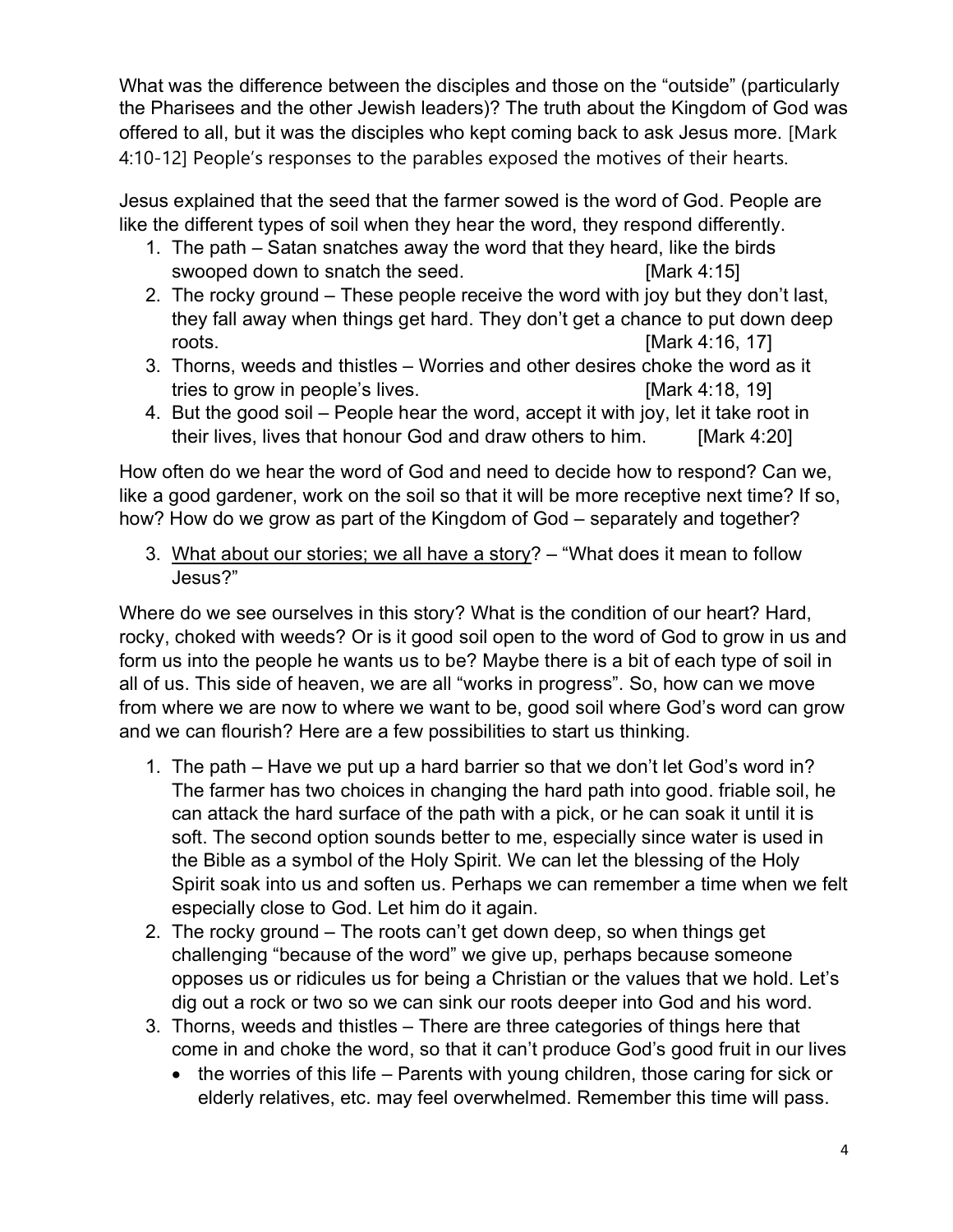What was the difference between the disciples and those on the "outside" (particularly the Pharisees and the other Jewish leaders)? The truth about the Kingdom of God was offered to all, but it was the disciples who kept coming back to ask Jesus more. [Mark 4:10-12] People's responses to the parables exposed the motives of their hearts.

Jesus explained that the seed that the farmer sowed is the word of God. People are like the different types of soil when they hear the word, they respond differently.

1. The path – Satan snatches away the word that they heard, like the birds swooped down to snatch the seed. [Mark 4:15]
2. The rocky ground – These people receive the word with joy but they don't last, they fall away when things get hard. They don't get a chance to put down deep roots. [Mark 4:16, 17]
3. Thorns, weeds and thistles – Worries and other desires choke the word as it tries to grow in people's lives. [Mark 4:18, 19]
4. But the good soil – People hear the word, accept it with joy, let it take root in their lives, lives that honour God and draw others to him. [Mark 4:20]

How often do we hear the word of God and need to decide how to respond? Can we, like a good gardener, work on the soil so that it will be more receptive next time? If so, how? How do we grow as part of the Kingdom of God – separately and together?

3. <u>What about our stories; we all have a story</u>? – "What does it mean to follow Jesus?"

Where do we see ourselves in this story? What is the condition of our heart? Hard, rocky, choked with weeds? Or is it good soil open to the word of God to grow in us and form us into the people he wants us to be? Maybe there is a bit of each type of soil in all of us. This side of heaven, we are all "works in progress". So, how can we move from where we are now to where we want to be, good soil where God's word can grow and we can flourish? Here are a few possibilities to start us thinking.

1. The path – Have we put up a hard barrier so that we don't let God's word in? The farmer has two choices in changing the hard path into good. friable soil, he can attack the hard surface of the path with a pick, or he can soak it until it is soft. The second option sounds better to me, especially since water is used in the Bible as a symbol of the Holy Spirit. We can let the blessing of the Holy Spirit soak into us and soften us. Perhaps we can remember a time when we felt especially close to God. Let him do it again.
2. The rocky ground – The roots can't get down deep, so when things get challenging "because of the word" we give up, perhaps because someone opposes us or ridicules us for being a Christian or the values that we hold. Let's dig out a rock or two so we can sink our roots deeper into God and his word.
3. Thorns, weeds and thistles – There are three categories of things here that come in and choke the word, so that it can't produce God's good fruit in our lives
   - the worries of this life – Parents with young children, those caring for sick or elderly relatives, etc. may feel overwhelmed. Remember this time will pass.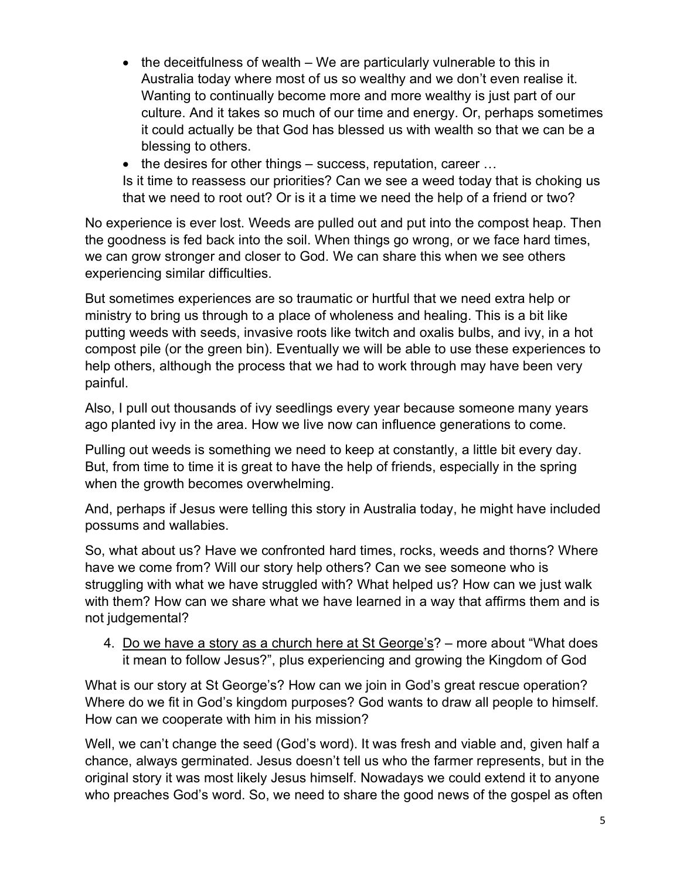- the deceitfulness of wealth – We are particularly vulnerable to this in Australia today where most of us so wealthy and we don't even realise it. Wanting to continually become more and more wealthy is just part of our culture. And it takes so much of our time and energy. Or, perhaps sometimes it could actually be that God has blessed us with wealth so that we can be a blessing to others.
- the desires for other things – success, reputation, career …

  Is it time to reassess our priorities? Can we see a weed today that is choking us that we need to root out? Or is it a time we need the help of a friend or two?

No experience is ever lost. Weeds are pulled out and put into the compost heap. Then the goodness is fed back into the soil. When things go wrong, or we face hard times, we can grow stronger and closer to God. We can share this when we see others experiencing similar difficulties.

But sometimes experiences are so traumatic or hurtful that we need extra help or ministry to bring us through to a place of wholeness and healing. This is a bit like putting weeds with seeds, invasive roots like twitch and oxalis bulbs, and ivy, in a hot compost pile (or the green bin). Eventually we will be able to use these experiences to help others, although the process that we had to work through may have been very painful.

Also, I pull out thousands of ivy seedlings every year because someone many years ago planted ivy in the area. How we live now can influence generations to come.

Pulling out weeds is something we need to keep at constantly, a little bit every day. But, from time to time it is great to have the help of friends, especially in the spring when the growth becomes overwhelming.

And, perhaps if Jesus were telling this story in Australia today, he might have included possums and wallabies.

So, what about us? Have we confronted hard times, rocks, weeds and thorns? Where have we come from? Will our story help others? Can we see someone who is struggling with what we have struggled with? What helped us? How can we just walk with them? How can we share what we have learned in a way that affirms them and is not judgemental?

4. <u>Do we have a story as a church here at St George's</u>? – more about "What does it mean to follow Jesus?", plus experiencing and growing the Kingdom of God

What is our story at St George's? How can we join in God's great rescue operation? Where do we fit in God's kingdom purposes? God wants to draw all people to himself. How can we cooperate with him in his mission?

Well, we can't change the seed (God's word). It was fresh and viable and, given half a chance, always germinated. Jesus doesn't tell us who the farmer represents, but in the original story it was most likely Jesus himself. Nowadays we could extend it to anyone who preaches God's word. So, we need to share the good news of the gospel as often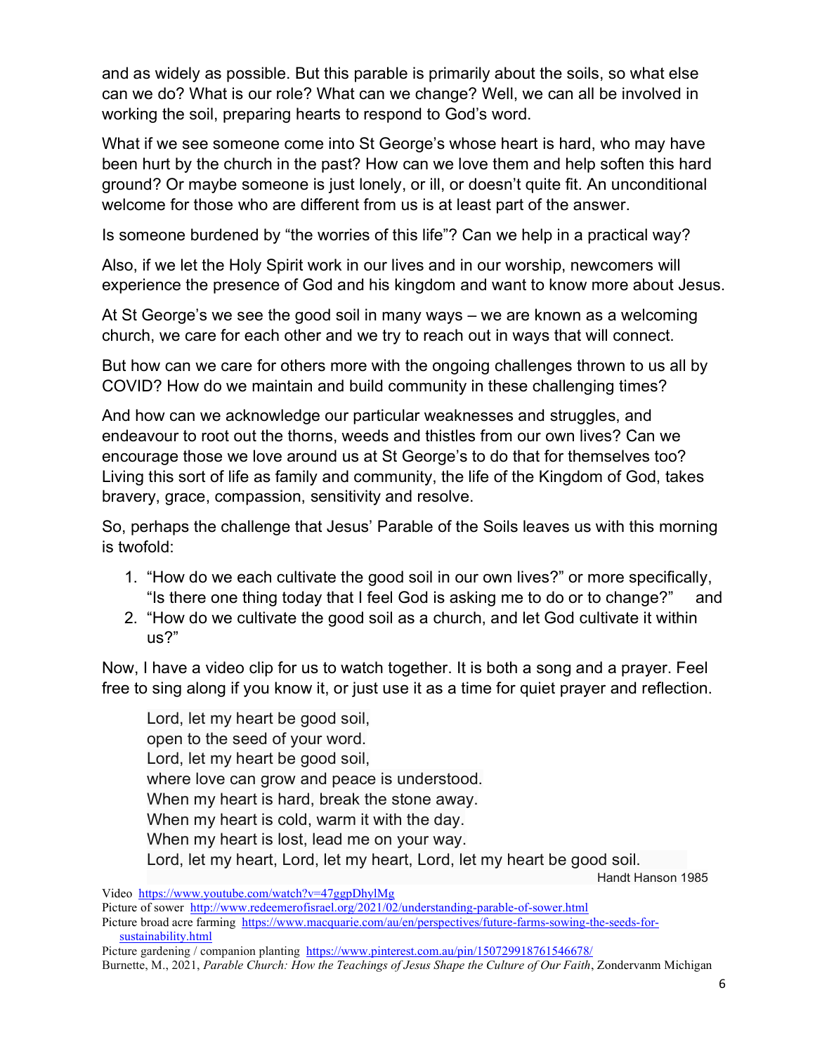and as widely as possible. But this parable is primarily about the soils, so what else can we do? What is our role? What can we change? Well, we can all be involved in working the soil, preparing hearts to respond to God's word.

What if we see someone come into St George's whose heart is hard, who may have been hurt by the church in the past? How can we love them and help soften this hard ground? Or maybe someone is just lonely, or ill, or doesn't quite fit. An unconditional welcome for those who are different from us is at least part of the answer.

Is someone burdened by "the worries of this life"? Can we help in a practical way?

Also, if we let the Holy Spirit work in our lives and in our worship, newcomers will experience the presence of God and his kingdom and want to know more about Jesus.

At St George's we see the good soil in many ways – we are known as a welcoming church, we care for each other and we try to reach out in ways that will connect.

But how can we care for others more with the ongoing challenges thrown to us all by COVID? How do we maintain and build community in these challenging times?

And how can we acknowledge our particular weaknesses and struggles, and endeavour to root out the thorns, weeds and thistles from our own lives? Can we encourage those we love around us at St George's to do that for themselves too? Living this sort of life as family and community, the life of the Kingdom of God, takes bravery, grace, compassion, sensitivity and resolve.

So, perhaps the challenge that Jesus' Parable of the Soils leaves us with this morning is twofold:

1. "How do we each cultivate the good soil in our own lives?" or more specifically, "Is there one thing today that I feel God is asking me to do or to change?" and
2. "How do we cultivate the good soil as a church, and let God cultivate it within us?"

Now, I have a video clip for us to watch together. It is both a song and a prayer. Feel free to sing along if you know it, or just use it as a time for quiet prayer and reflection.

> Lord, let my heart be good soil,
> open to the seed of your word.
> Lord, let my heart be good soil,
> where love can grow and peace is understood.
> When my heart is hard, break the stone away.
> When my heart is cold, warm it with the day.
> When my heart is lost, lead me on your way.
> Lord, let my heart, Lord, let my heart, Lord, let my heart be good soil.

Handt Hanson 1985

Video https://www.youtube.com/watch?v=47ggpDhylMg
Picture of sower http://www.redeemerofisrael.org/2021/02/understanding-parable-of-sower.html
Picture broad acre farming https://www.macquarie.com/au/en/perspectives/future-farms-sowing-the-seeds-for-sustainability.html
Picture gardening / companion planting https://www.pinterest.com.au/pin/150729918761546678/
Burnette, M., 2021, *Parable Church: How the Teachings of Jesus Shape the Culture of Our Faith*, Zondervanm Michigan